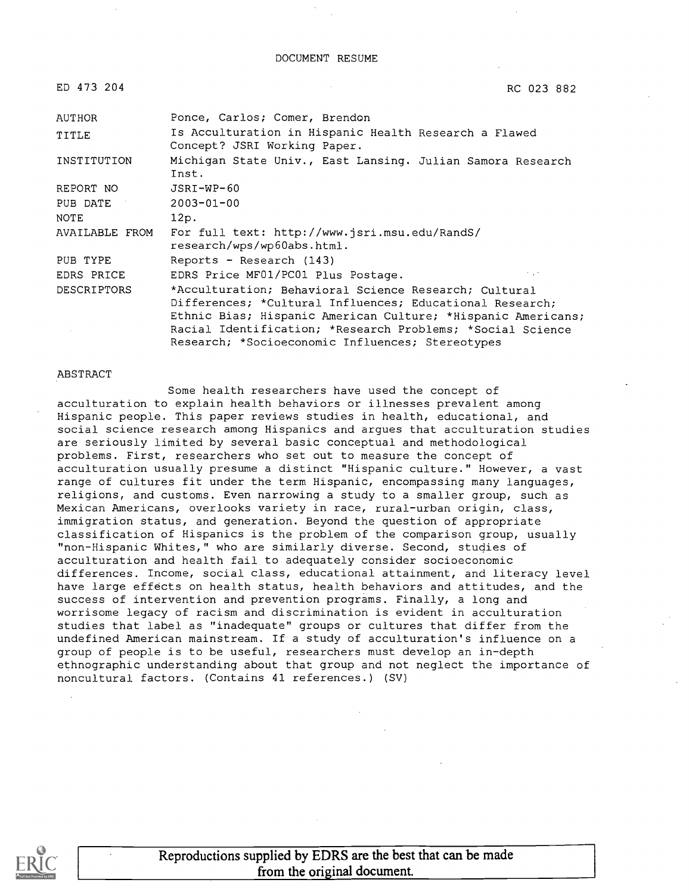# DOCUMENT RESUME

ED 473 204 RC 023 882

| | |
|---|---|
| AUTHOR | Ponce, Carlos; Comer, Brendon |
| TITLE | Is Acculturation in Hispanic Health Research a Flawed Concept? JSRI Working Paper. |
| INSTITUTION | Michigan State Univ., East Lansing. Julian Samora Research Inst. |
| REPORT NO | JSRI-WP-60 |
| PUB DATE | 2003-01-00 |
| NOTE | 12p. |
| AVAILABLE FROM | For full text: http://www.jsri.msu.edu/RandS/research/wps/wp60abs.html. |
| PUB TYPE | Reports - Research (143) |
| EDRS PRICE | EDRS Price MF01/PC01 Plus Postage. |
| DESCRIPTORS | *Acculturation; Behavioral Science Research; Cultural Differences; *Cultural Influences; Educational Research; Ethnic Bias; Hispanic American Culture; *Hispanic Americans; Racial Identification; *Research Problems; *Social Science Research; *Socioeconomic Influences; Stereotypes |

## ABSTRACT

Some health researchers have used the concept of acculturation to explain health behaviors or illnesses prevalent among Hispanic people. This paper reviews studies in health, educational, and social science research among Hispanics and argues that acculturation studies are seriously limited by several basic conceptual and methodological problems. First, researchers who set out to measure the concept of acculturation usually presume a distinct "Hispanic culture." However, a vast range of cultures fit under the term Hispanic, encompassing many languages, religions, and customs. Even narrowing a study to a smaller group, such as Mexican Americans, overlooks variety in race, rural-urban origin, class, immigration status, and generation. Beyond the question of appropriate classification of Hispanics is the problem of the comparison group, usually "non-Hispanic Whites," who are similarly diverse. Second, studies of acculturation and health fail to adequately consider socioeconomic differences. Income, social class, educational attainment, and literacy level have large effects on health status, health behaviors and attitudes, and the success of intervention and prevention programs. Finally, a long and worrisome legacy of racism and discrimination is evident in acculturation studies that label as "inadequate" groups or cultures that differ from the undefined American mainstream. If a study of acculturation's influence on a group of people is to be useful, researchers must develop an in-depth ethnographic understanding about that group and not neglect the importance of noncultural factors. (Contains 41 references.) (SV)

Reproductions supplied by EDRS are the best that can be made from the original document.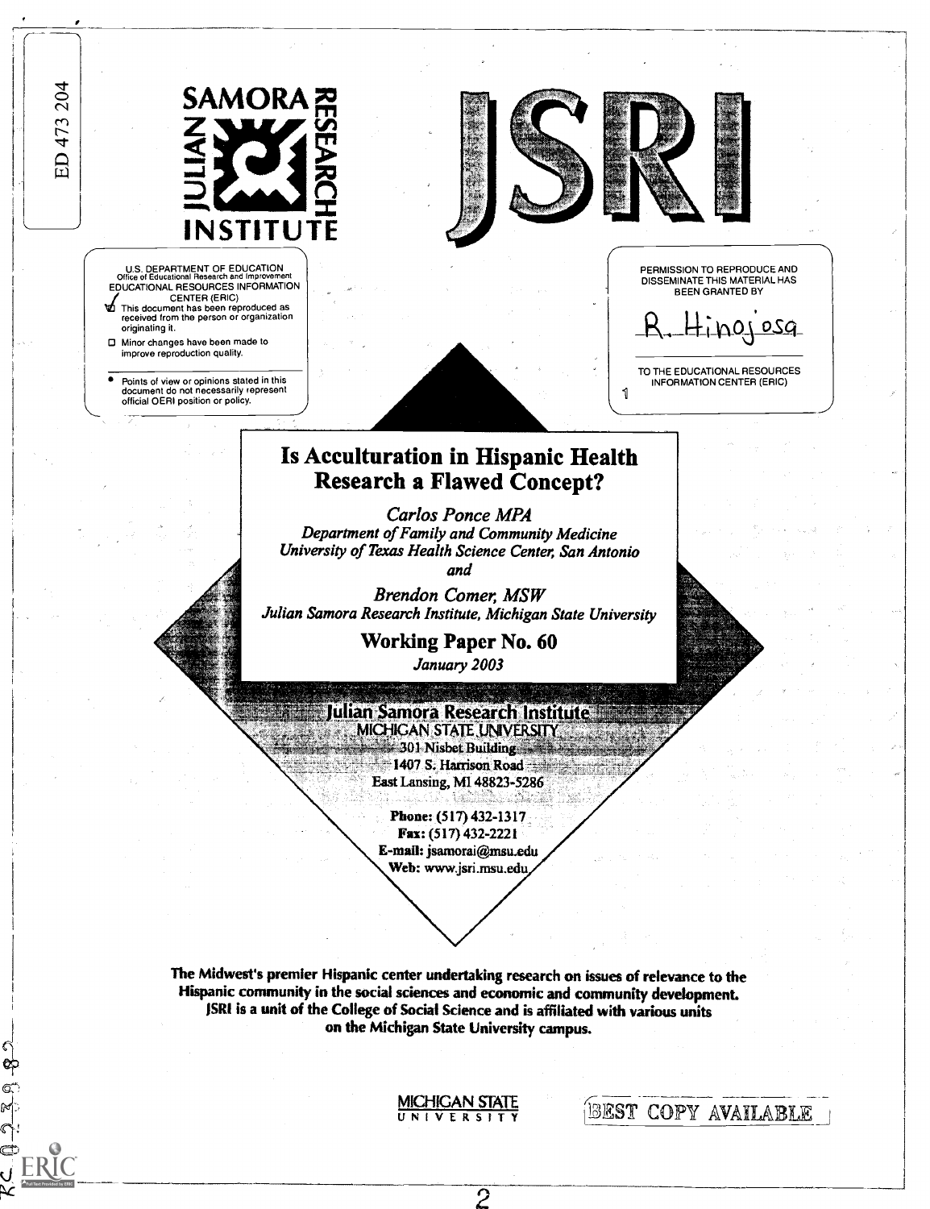ED 473 204

SAMORA RESEARCH JULIAN INSTITUTE

JSRI

U.S. DEPARTMENT OF EDUCATION
Office of Educational Research and Improvement
EDUCATIONAL RESOURCES INFORMATION CENTER (ERIC)

- This document has been reproduced as received from the person or organization originating it.
- Minor changes have been made to improve reproduction quality.

- Points of view or opinions stated in this document do not necessarily represent official OERI position or policy.

PERMISSION TO REPRODUCE AND DISSEMINATE THIS MATERIAL HAS BEEN GRANTED BY

R. Hinojosa

TO THE EDUCATIONAL RESOURCES INFORMATION CENTER (ERIC)

# Is Acculturation in Hispanic Health Research a Flawed Concept?

*Carlos Ponce MPA*
*Department of Family and Community Medicine*
*University of Texas Health Science Center, San Antonio*
*and*

*Brendon Comer, MSW*
*Julian Samora Research Institute, Michigan State University*

**Working Paper No. 60**

*January 2003*

**Julian Samora Research Institute**
MICHIGAN STATE UNIVERSITY
301 Nisbet Building
1407 S. Harrison Road
East Lansing, MI 48823-5286

**Phone:** (517) 432-1317
**Fax:** (517) 432-2221
**E-mail:** jsamorai@msu.edu
**Web:** www.jsri.msu.edu

**The Midwest's premier Hispanic center undertaking research on issues of relevance to the Hispanic community in the social sciences and economic and community development. JSRI is a unit of the College of Social Science and is affiliated with various units on the Michigan State University campus.**

MICHIGAN STATE UNIVERSITY

BEST COPY AVAILABLE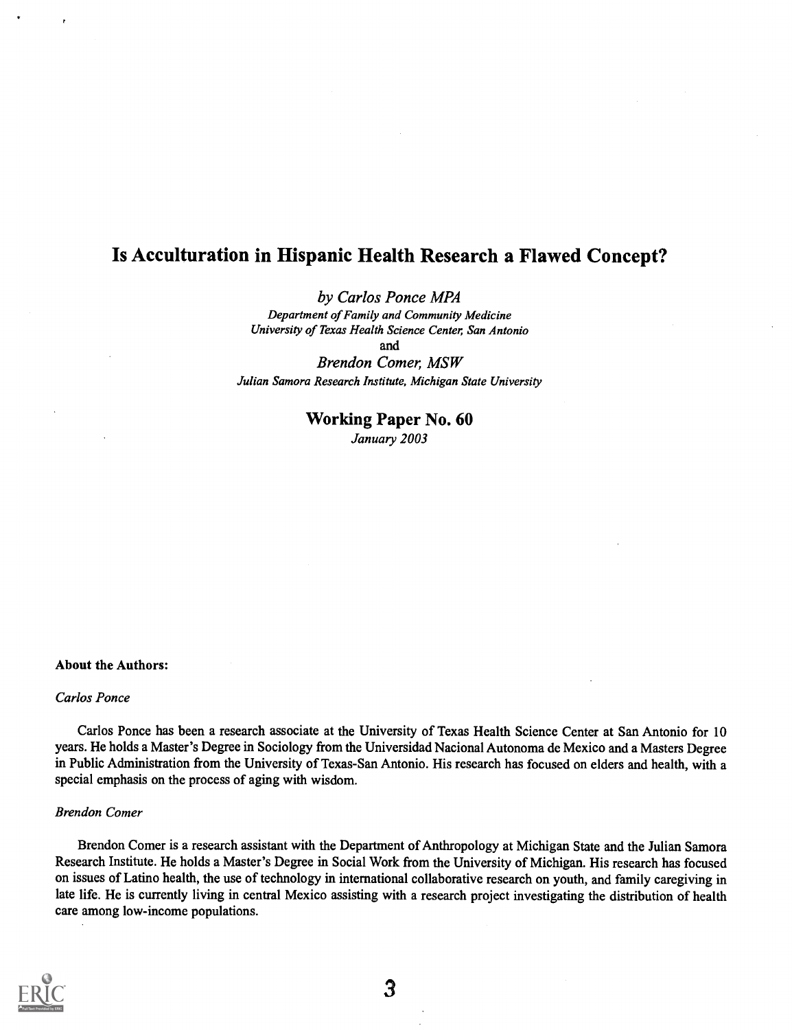# Is Acculturation in Hispanic Health Research a Flawed Concept?

*by Carlos Ponce MPA*
*Department of Family and Community Medicine*
*University of Texas Health Science Center, San Antonio*
and
*Brendon Comer, MSW*
*Julian Samora Research Institute, Michigan State University*

## Working Paper No. 60

*January 2003*

**About the Authors:**

*Carlos Ponce*

Carlos Ponce has been a research associate at the University of Texas Health Science Center at San Antonio for 10 years. He holds a Master's Degree in Sociology from the Universidad Nacional Autonoma de Mexico and a Masters Degree in Public Administration from the University of Texas-San Antonio. His research has focused on elders and health, with a special emphasis on the process of aging with wisdom.

*Brendon Comer*

Brendon Comer is a research assistant with the Department of Anthropology at Michigan State and the Julian Samora Research Institute. He holds a Master's Degree in Social Work from the University of Michigan. His research has focused on issues of Latino health, the use of technology in international collaborative research on youth, and family caregiving in late life. He is currently living in central Mexico assisting with a research project investigating the distribution of health care among low-income populations.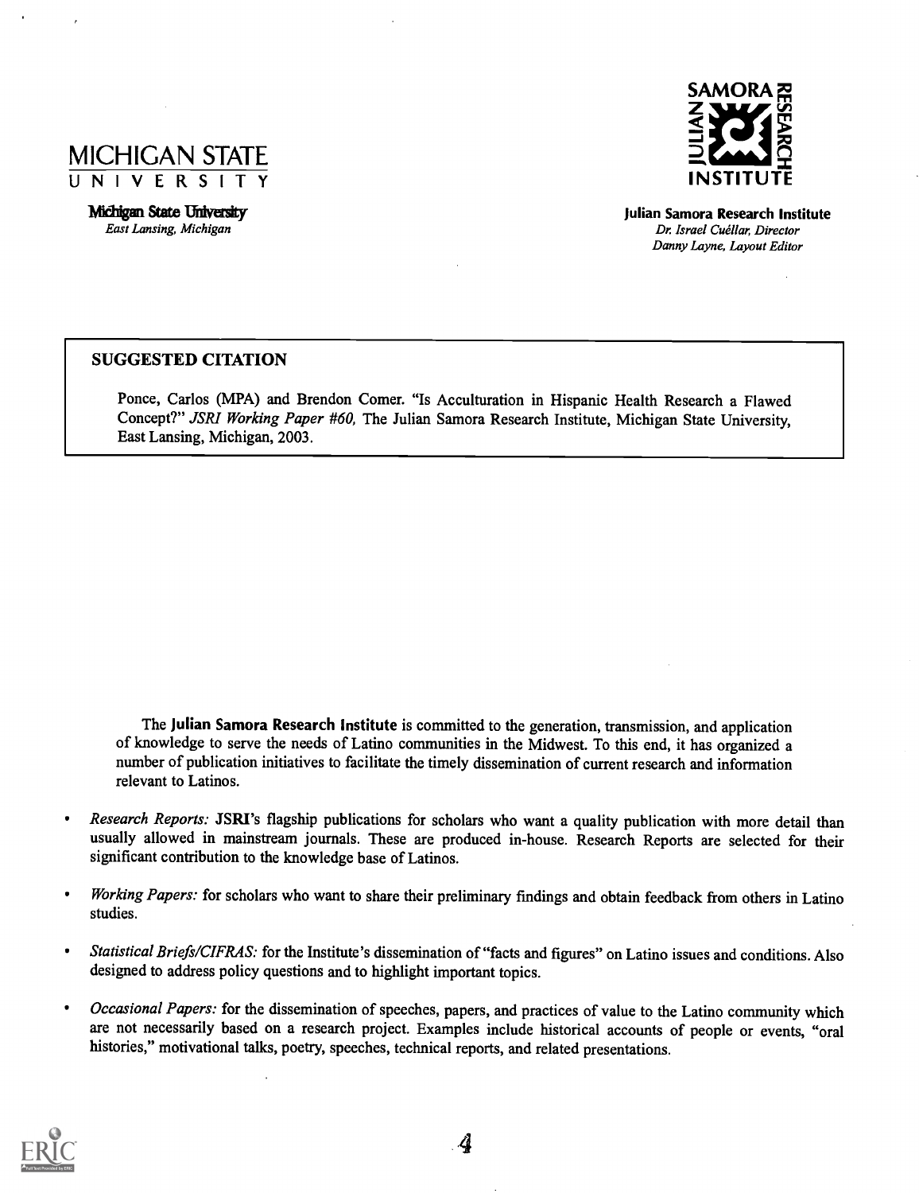MICHIGAN STATE
UNIVERSITY

Michigan State University
*East Lansing, Michigan*

SAMORA RESEARCH JULIAN INSTITUTE

**Julian Samora Research Institute**
*Dr. Israel Cuéllar, Director*
*Danny Layne, Layout Editor*

## SUGGESTED CITATION

Ponce, Carlos (MPA) and Brendon Comer. "Is Acculturation in Hispanic Health Research a Flawed Concept?" *JSRI Working Paper #60,* The Julian Samora Research Institute, Michigan State University, East Lansing, Michigan, 2003.

The **Julian Samora Research Institute** is committed to the generation, transmission, and application of knowledge to serve the needs of Latino communities in the Midwest. To this end, it has organized a number of publication initiatives to facilitate the timely dissemination of current research and information relevant to Latinos.

- *Research Reports:* **JSRI**'s flagship publications for scholars who want a quality publication with more detail than usually allowed in mainstream journals. These are produced in-house. Research Reports are selected for their significant contribution to the knowledge base of Latinos.
- *Working Papers:* for scholars who want to share their preliminary findings and obtain feedback from others in Latino studies.
- *Statistical Briefs/CIFRAS:* for the Institute's dissemination of "facts and figures" on Latino issues and conditions. Also designed to address policy questions and to highlight important topics.
- *Occasional Papers:* for the dissemination of speeches, papers, and practices of value to the Latino community which are not necessarily based on a research project. Examples include historical accounts of people or events, "oral histories," motivational talks, poetry, speeches, technical reports, and related presentations.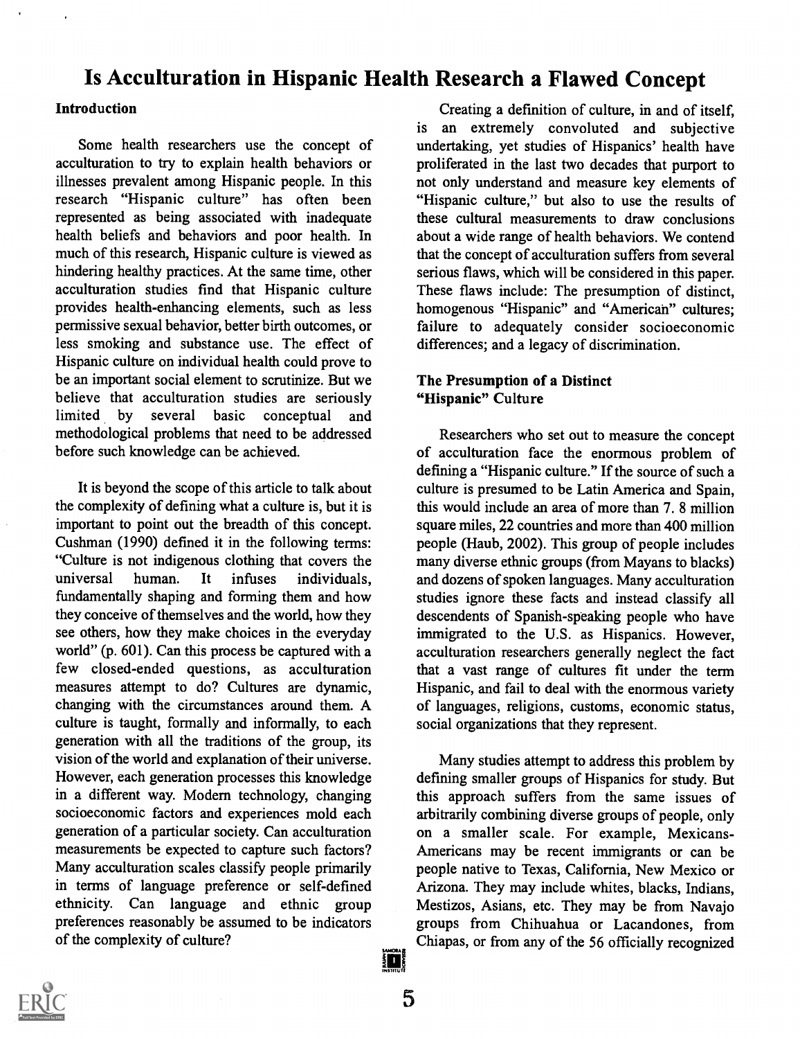# Is Acculturation in Hispanic Health Research a Flawed Concept

### Introduction

Some health researchers use the concept of acculturation to try to explain health behaviors or illnesses prevalent among Hispanic people. In this research "Hispanic culture" has often been represented as being associated with inadequate health beliefs and behaviors and poor health. In much of this research, Hispanic culture is viewed as hindering healthy practices. At the same time, other acculturation studies find that Hispanic culture provides health-enhancing elements, such as less permissive sexual behavior, better birth outcomes, or less smoking and substance use. The effect of Hispanic culture on individual health could prove to be an important social element to scrutinize. But we believe that acculturation studies are seriously limited by several basic conceptual and methodological problems that need to be addressed before such knowledge can be achieved.

It is beyond the scope of this article to talk about the complexity of defining what a culture is, but it is important to point out the breadth of this concept. Cushman (1990) defined it in the following terms: "Culture is not indigenous clothing that covers the universal human. It infuses individuals, fundamentally shaping and forming them and how they conceive of themselves and the world, how they see others, how they make choices in the everyday world" (p. 601). Can this process be captured with a few closed-ended questions, as acculturation measures attempt to do? Cultures are dynamic, changing with the circumstances around them. A culture is taught, formally and informally, to each generation with all the traditions of the group, its vision of the world and explanation of their universe. However, each generation processes this knowledge in a different way. Modern technology, changing socioeconomic factors and experiences mold each generation of a particular society. Can acculturation measurements be expected to capture such factors? Many acculturation scales classify people primarily in terms of language preference or self-defined ethnicity. Can language and ethnic group preferences reasonably be assumed to be indicators of the complexity of culture?

Creating a definition of culture, in and of itself, is an extremely convoluted and subjective undertaking, yet studies of Hispanics' health have proliferated in the last two decades that purport to not only understand and measure key elements of "Hispanic culture," but also to use the results of these cultural measurements to draw conclusions about a wide range of health behaviors. We contend that the concept of acculturation suffers from several serious flaws, which will be considered in this paper. These flaws include: The presumption of distinct, homogenous "Hispanic" and "American" cultures; failure to adequately consider socioeconomic differences; and a legacy of discrimination.

### The Presumption of a Distinct "Hispanic" Culture

Researchers who set out to measure the concept of acculturation face the enormous problem of defining a "Hispanic culture." If the source of such a culture is presumed to be Latin America and Spain, this would include an area of more than 7. 8 million square miles, 22 countries and more than 400 million people (Haub, 2002). This group of people includes many diverse ethnic groups (from Mayans to blacks) and dozens of spoken languages. Many acculturation studies ignore these facts and instead classify all descendents of Spanish-speaking people who have immigrated to the U.S. as Hispanics. However, acculturation researchers generally neglect the fact that a vast range of cultures fit under the term Hispanic, and fail to deal with the enormous variety of languages, religions, customs, economic status, social organizations that they represent.

Many studies attempt to address this problem by defining smaller groups of Hispanics for study. But this approach suffers from the same issues of arbitrarily combining diverse groups of people, only on a smaller scale. For example, Mexicans-Americans may be recent immigrants or can be people native to Texas, California, New Mexico or Arizona. They may include whites, blacks, Indians, Mestizos, Asians, etc. They may be from Navajo groups from Chihuahua or Lacandones, from Chiapas, or from any of the 56 officially recognized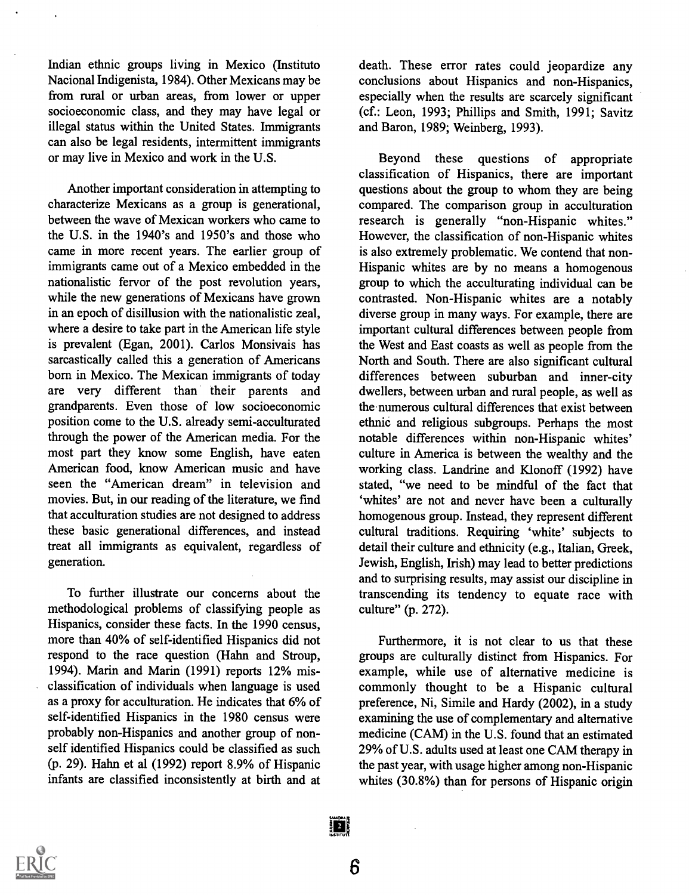Indian ethnic groups living in Mexico (Instituto Nacional Indigenista, 1984). Other Mexicans may be from rural or urban areas, from lower or upper socioeconomic class, and they may have legal or illegal status within the United States. Immigrants can also be legal residents, intermittent immigrants or may live in Mexico and work in the U.S.

Another important consideration in attempting to characterize Mexicans as a group is generational, between the wave of Mexican workers who came to the U.S. in the 1940's and 1950's and those who came in more recent years. The earlier group of immigrants came out of a Mexico embedded in the nationalistic fervor of the post revolution years, while the new generations of Mexicans have grown in an epoch of disillusion with the nationalistic zeal, where a desire to take part in the American life style is prevalent (Egan, 2001). Carlos Monsivais has sarcastically called this a generation of Americans born in Mexico. The Mexican immigrants of today are very different than their parents and grandparents. Even those of low socioeconomic position come to the U.S. already semi-acculturated through the power of the American media. For the most part they know some English, have eaten American food, know American music and have seen the "American dream" in television and movies. But, in our reading of the literature, we find that acculturation studies are not designed to address these basic generational differences, and instead treat all immigrants as equivalent, regardless of generation.

To further illustrate our concerns about the methodological problems of classifying people as Hispanics, consider these facts. In the 1990 census, more than 40% of self-identified Hispanics did not respond to the race question (Hahn and Stroup, 1994). Marin and Marin (1991) reports 12% mis-classification of individuals when language is used as a proxy for acculturation. He indicates that 6% of self-identified Hispanics in the 1980 census were probably non-Hispanics and another group of non-self identified Hispanics could be classified as such (p. 29). Hahn et al (1992) report 8.9% of Hispanic infants are classified inconsistently at birth and at death. These error rates could jeopardize any conclusions about Hispanics and non-Hispanics, especially when the results are scarcely significant (cf.: Leon, 1993; Phillips and Smith, 1991; Savitz and Baron, 1989; Weinberg, 1993).

Beyond these questions of appropriate classification of Hispanics, there are important questions about the group to whom they are being compared. The comparison group in acculturation research is generally "non-Hispanic whites." However, the classification of non-Hispanic whites is also extremely problematic. We contend that non-Hispanic whites are by no means a homogenous group to which the acculturating individual can be contrasted. Non-Hispanic whites are a notably diverse group in many ways. For example, there are important cultural differences between people from the West and East coasts as well as people from the North and South. There are also significant cultural differences between suburban and inner-city dwellers, between urban and rural people, as well as the numerous cultural differences that exist between ethnic and religious subgroups. Perhaps the most notable differences within non-Hispanic whites' culture in America is between the wealthy and the working class. Landrine and Klonoff (1992) have stated, "we need to be mindful of the fact that 'whites' are not and never have been a culturally homogenous group. Instead, they represent different cultural traditions. Requiring 'white' subjects to detail their culture and ethnicity (e.g., Italian, Greek, Jewish, English, Irish) may lead to better predictions and to surprising results, may assist our discipline in transcending its tendency to equate race with culture" (p. 272).

Furthermore, it is not clear to us that these groups are culturally distinct from Hispanics. For example, while use of alternative medicine is commonly thought to be a Hispanic cultural preference, Ni, Simile and Hardy (2002), in a study examining the use of complementary and alternative medicine (CAM) in the U.S. found that an estimated 29% of U.S. adults used at least one CAM therapy in the past year, with usage higher among non-Hispanic whites (30.8%) than for persons of Hispanic origin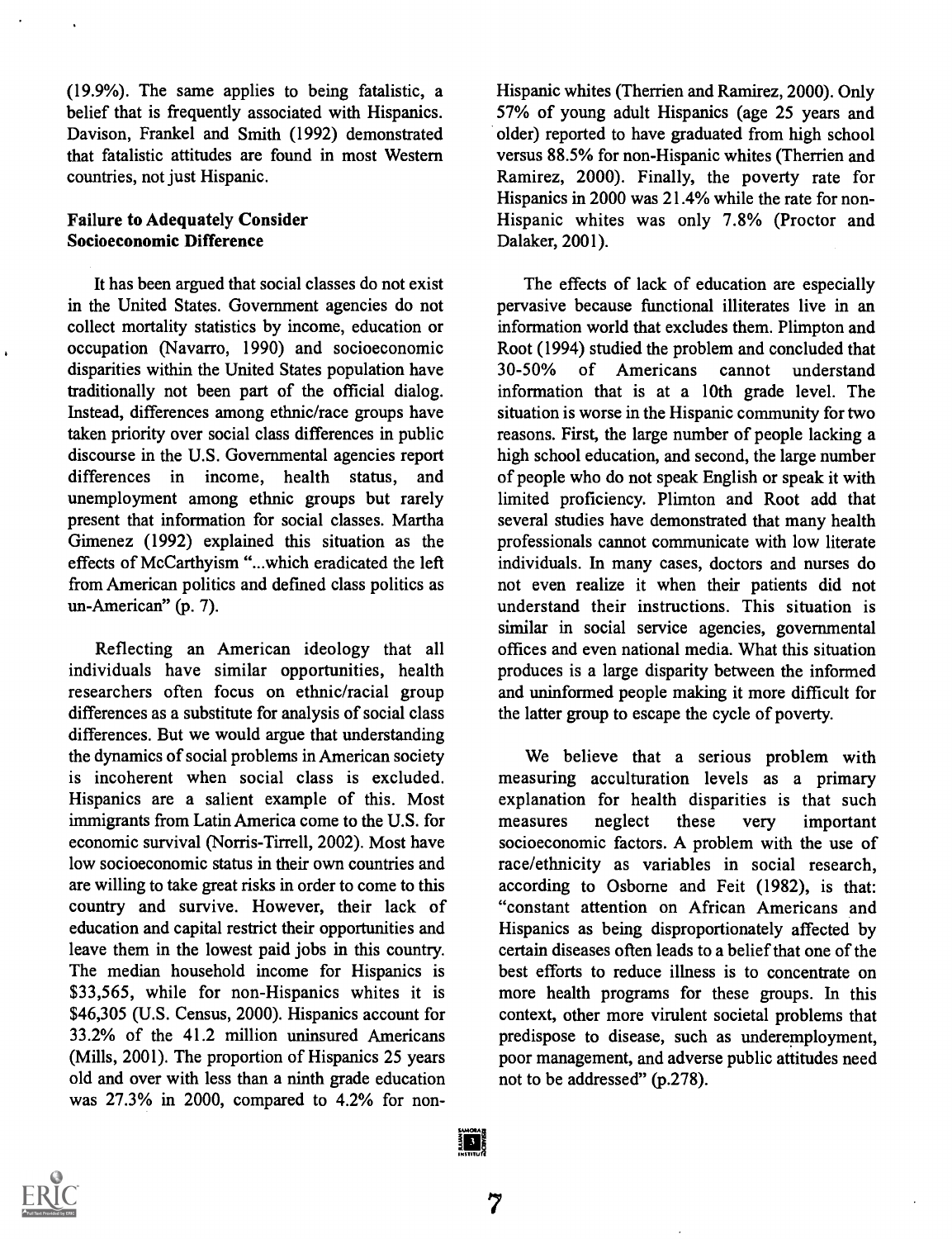(19.9%). The same applies to being fatalistic, a belief that is frequently associated with Hispanics. Davison, Frankel and Smith (1992) demonstrated that fatalistic attitudes are found in most Western countries, not just Hispanic.

### Failure to Adequately Consider Socioeconomic Difference

It has been argued that social classes do not exist in the United States. Government agencies do not collect mortality statistics by income, education or occupation (Navarro, 1990) and socioeconomic disparities within the United States population have traditionally not been part of the official dialog. Instead, differences among ethnic/race groups have taken priority over social class differences in public discourse in the U.S. Governmental agencies report differences in income, health status, and unemployment among ethnic groups but rarely present that information for social classes. Martha Gimenez (1992) explained this situation as the effects of McCarthyism "...which eradicated the left from American politics and defined class politics as un-American" (p. 7).

Reflecting an American ideology that all individuals have similar opportunities, health researchers often focus on ethnic/racial group differences as a substitute for analysis of social class differences. But we would argue that understanding the dynamics of social problems in American society is incoherent when social class is excluded. Hispanics are a salient example of this. Most immigrants from Latin America come to the U.S. for economic survival (Norris-Tirrell, 2002). Most have low socioeconomic status in their own countries and are willing to take great risks in order to come to this country and survive. However, their lack of education and capital restrict their opportunities and leave them in the lowest paid jobs in this country. The median household income for Hispanics is $33,565, while for non-Hispanics whites it is $46,305 (U.S. Census, 2000). Hispanics account for 33.2% of the 41.2 million uninsured Americans (Mills, 2001). The proportion of Hispanics 25 years old and over with less than a ninth grade education was 27.3% in 2000, compared to 4.2% for non-Hispanic whites (Therrien and Ramirez, 2000). Only 57% of young adult Hispanics (age 25 years and older) reported to have graduated from high school versus 88.5% for non-Hispanic whites (Therrien and Ramirez, 2000). Finally, the poverty rate for Hispanics in 2000 was 21.4% while the rate for non-Hispanic whites was only 7.8% (Proctor and Dalaker, 2001).

The effects of lack of education are especially pervasive because functional illiterates live in an information world that excludes them. Plimpton and Root (1994) studied the problem and concluded that 30-50% of Americans cannot understand information that is at a 10th grade level. The situation is worse in the Hispanic community for two reasons. First, the large number of people lacking a high school education, and second, the large number of people who do not speak English or speak it with limited proficiency. Plimton and Root add that several studies have demonstrated that many health professionals cannot communicate with low literate individuals. In many cases, doctors and nurses do not even realize it when their patients did not understand their instructions. This situation is similar in social service agencies, governmental offices and even national media. What this situation produces is a large disparity between the informed and uninformed people making it more difficult for the latter group to escape the cycle of poverty.

We believe that a serious problem with measuring acculturation levels as a primary explanation for health disparities is that such measures neglect these very important socioeconomic factors. A problem with the use of race/ethnicity as variables in social research, according to Osborne and Feit (1982), is that: "constant attention on African Americans and Hispanics as being disproportionately affected by certain diseases often leads to a belief that one of the best efforts to reduce illness is to concentrate on more health programs for these groups. In this context, other more virulent societal problems that predispose to disease, such as underemployment, poor management, and adverse public attitudes need not to be addressed" (p.278).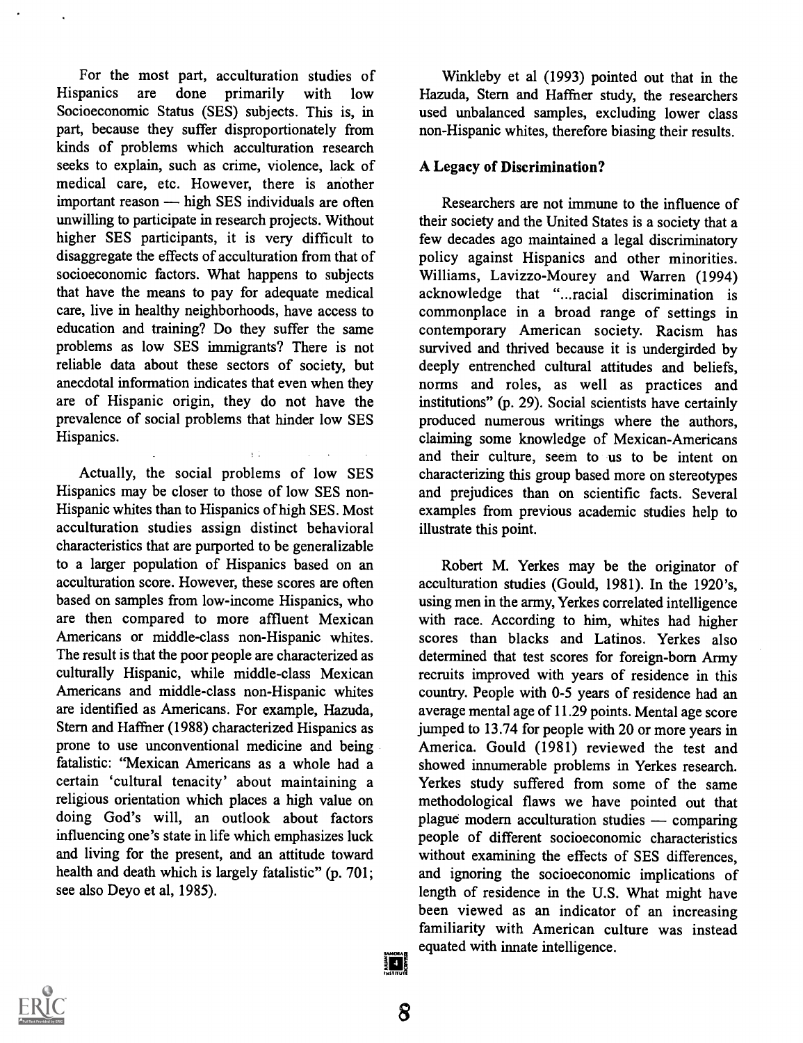For the most part, acculturation studies of Hispanics are done primarily with low Socioeconomic Status (SES) subjects. This is, in part, because they suffer disproportionately from kinds of problems which acculturation research seeks to explain, such as crime, violence, lack of medical care, etc. However, there is another important reason — high SES individuals are often unwilling to participate in research projects. Without higher SES participants, it is very difficult to disaggregate the effects of acculturation from that of socioeconomic factors. What happens to subjects that have the means to pay for adequate medical care, live in healthy neighborhoods, have access to education and training? Do they suffer the same problems as low SES immigrants? There is not reliable data about these sectors of society, but anecdotal information indicates that even when they are of Hispanic origin, they do not have the prevalence of social problems that hinder low SES Hispanics.

Actually, the social problems of low SES Hispanics may be closer to those of low SES non-Hispanic whites than to Hispanics of high SES. Most acculturation studies assign distinct behavioral characteristics that are purported to be generalizable to a larger population of Hispanics based on an acculturation score. However, these scores are often based on samples from low-income Hispanics, who are then compared to more affluent Mexican Americans or middle-class non-Hispanic whites. The result is that the poor people are characterized as culturally Hispanic, while middle-class Mexican Americans and middle-class non-Hispanic whites are identified as Americans. For example, Hazuda, Stern and Haffner (1988) characterized Hispanics as prone to use unconventional medicine and being fatalistic: "Mexican Americans as a whole had a certain 'cultural tenacity' about maintaining a religious orientation which places a high value on doing God's will, an outlook about factors influencing one's state in life which emphasizes luck and living for the present, and an attitude toward health and death which is largely fatalistic" (p. 701; see also Deyo et al, 1985).

Winkleby et al (1993) pointed out that in the Hazuda, Stern and Haffner study, the researchers used unbalanced samples, excluding lower class non-Hispanic whites, therefore biasing their results.

### A Legacy of Discrimination?

Researchers are not immune to the influence of their society and the United States is a society that a few decades ago maintained a legal discriminatory policy against Hispanics and other minorities. Williams, Lavizzo-Mourey and Warren (1994) acknowledge that "...racial discrimination is commonplace in a broad range of settings in contemporary American society. Racism has survived and thrived because it is undergirded by deeply entrenched cultural attitudes and beliefs, norms and roles, as well as practices and institutions" (p. 29). Social scientists have certainly produced numerous writings where the authors, claiming some knowledge of Mexican-Americans and their culture, seem to us to be intent on characterizing this group based more on stereotypes and prejudices than on scientific facts. Several examples from previous academic studies help to illustrate this point.

Robert M. Yerkes may be the originator of acculturation studies (Gould, 1981). In the 1920's, using men in the army, Yerkes correlated intelligence with race. According to him, whites had higher scores than blacks and Latinos. Yerkes also determined that test scores for foreign-born Army recruits improved with years of residence in this country. People with 0-5 years of residence had an average mental age of 11.29 points. Mental age score jumped to 13.74 for people with 20 or more years in America. Gould (1981) reviewed the test and showed innumerable problems in Yerkes research. Yerkes study suffered from some of the same methodological flaws we have pointed out that plague modern acculturation studies — comparing people of different socioeconomic characteristics without examining the effects of SES differences, and ignoring the socioeconomic implications of length of residence in the U.S. What might have been viewed as an indicator of an increasing familiarity with American culture was instead equated with innate intelligence.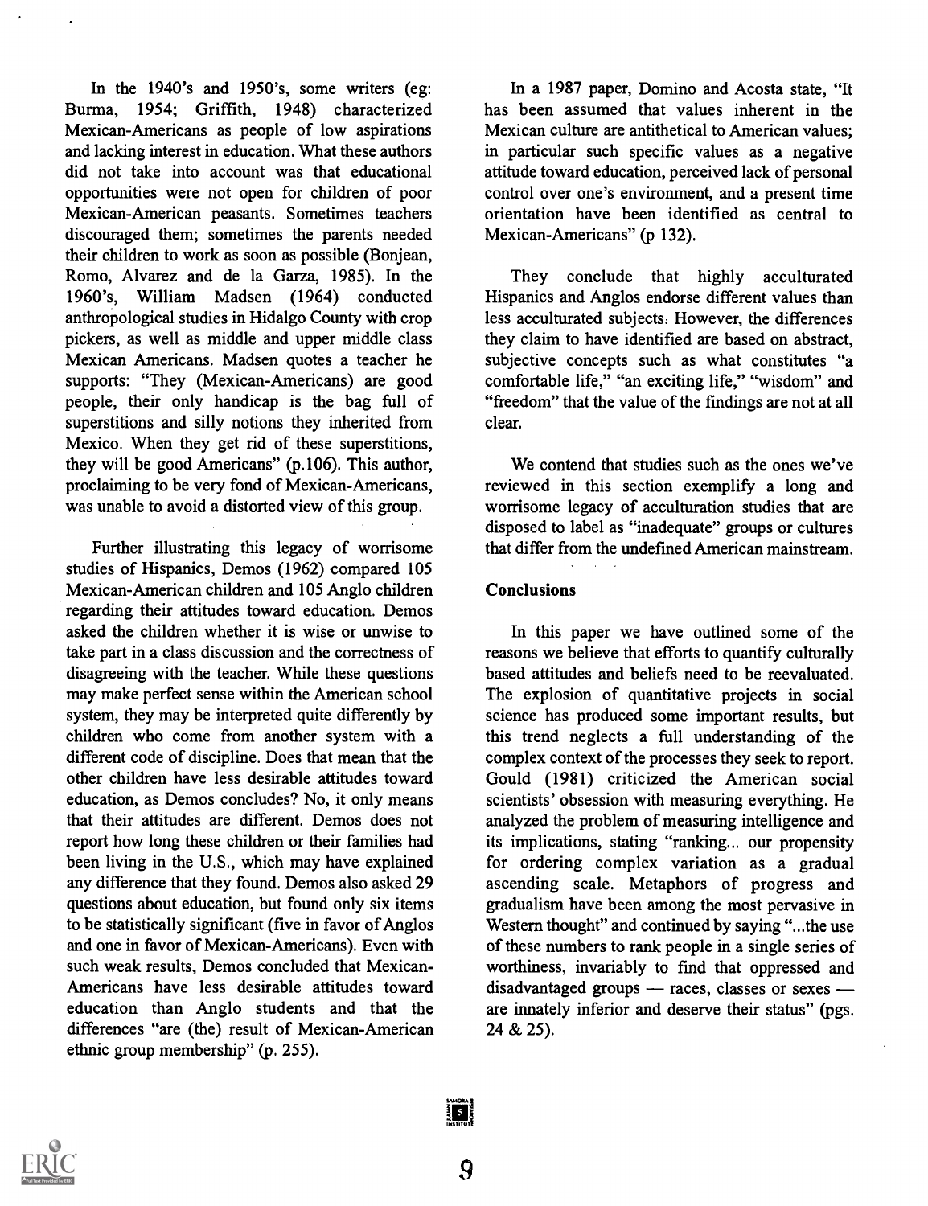In the 1940's and 1950's, some writers (eg: Burma, 1954; Griffith, 1948) characterized Mexican-Americans as people of low aspirations and lacking interest in education. What these authors did not take into account was that educational opportunities were not open for children of poor Mexican-American peasants. Sometimes teachers discouraged them; sometimes the parents needed their children to work as soon as possible (Bonjean, Romo, Alvarez and de la Garza, 1985). In the 1960's, William Madsen (1964) conducted anthropological studies in Hidalgo County with crop pickers, as well as middle and upper middle class Mexican Americans. Madsen quotes a teacher he supports: "They (Mexican-Americans) are good people, their only handicap is the bag full of superstitions and silly notions they inherited from Mexico. When they get rid of these superstitions, they will be good Americans" (p.106). This author, proclaiming to be very fond of Mexican-Americans, was unable to avoid a distorted view of this group.

Further illustrating this legacy of worrisome studies of Hispanics, Demos (1962) compared 105 Mexican-American children and 105 Anglo children regarding their attitudes toward education. Demos asked the children whether it is wise or unwise to take part in a class discussion and the correctness of disagreeing with the teacher. While these questions may make perfect sense within the American school system, they may be interpreted quite differently by children who come from another system with a different code of discipline. Does that mean that the other children have less desirable attitudes toward education, as Demos concludes? No, it only means that their attitudes are different. Demos does not report how long these children or their families had been living in the U.S., which may have explained any difference that they found. Demos also asked 29 questions about education, but found only six items to be statistically significant (five in favor of Anglos and one in favor of Mexican-Americans). Even with such weak results, Demos concluded that Mexican-Americans have less desirable attitudes toward education than Anglo students and that the differences "are (the) result of Mexican-American ethnic group membership" (p. 255).

In a 1987 paper, Domino and Acosta state, "It has been assumed that values inherent in the Mexican culture are antithetical to American values; in particular such specific values as a negative attitude toward education, perceived lack of personal control over one's environment, and a present time orientation have been identified as central to Mexican-Americans" (p 132).

They conclude that highly acculturated Hispanics and Anglos endorse different values than less acculturated subjects. However, the differences they claim to have identified are based on abstract, subjective concepts such as what constitutes "a comfortable life," "an exciting life," "wisdom" and "freedom" that the value of the findings are not at all clear.

We contend that studies such as the ones we've reviewed in this section exemplify a long and worrisome legacy of acculturation studies that are disposed to label as "inadequate" groups or cultures that differ from the undefined American mainstream.

## Conclusions

In this paper we have outlined some of the reasons we believe that efforts to quantify culturally based attitudes and beliefs need to be reevaluated. The explosion of quantitative projects in social science has produced some important results, but this trend neglects a full understanding of the complex context of the processes they seek to report. Gould (1981) criticized the American social scientists' obsession with measuring everything. He analyzed the problem of measuring intelligence and its implications, stating "ranking... our propensity for ordering complex variation as a gradual ascending scale. Metaphors of progress and gradualism have been among the most pervasive in Western thought" and continued by saying "...the use of these numbers to rank people in a single series of worthiness, invariably to find that oppressed and disadvantaged groups — races, classes or sexes — are innately inferior and deserve their status" (pgs. 24 & 25).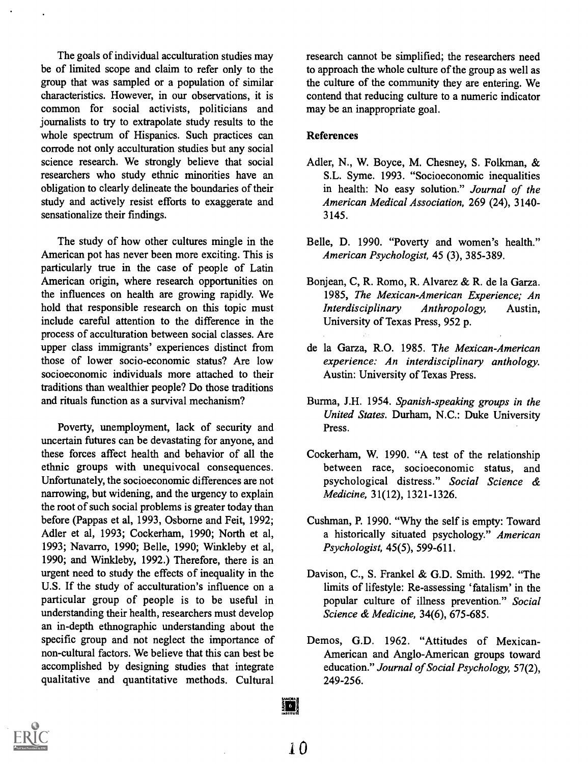The goals of individual acculturation studies may be of limited scope and claim to refer only to the group that was sampled or a population of similar characteristics. However, in our observations, it is common for social activists, politicians and journalists to try to extrapolate study results to the whole spectrum of Hispanics. Such practices can corrode not only acculturation studies but any social science research. We strongly believe that social researchers who study ethnic minorities have an obligation to clearly delineate the boundaries of their study and actively resist efforts to exaggerate and sensationalize their findings.

The study of how other cultures mingle in the American pot has never been more exciting. This is particularly true in the case of people of Latin American origin, where research opportunities on the influences on health are growing rapidly. We hold that responsible research on this topic must include careful attention to the difference in the process of acculturation between social classes. Are upper class immigrants' experiences distinct from those of lower socio-economic status? Are low socioeconomic individuals more attached to their traditions than wealthier people? Do those traditions and rituals function as a survival mechanism?

Poverty, unemployment, lack of security and uncertain futures can be devastating for anyone, and these forces affect health and behavior of all the ethnic groups with unequivocal consequences. Unfortunately, the socioeconomic differences are not narrowing, but widening, and the urgency to explain the root of such social problems is greater today than before (Pappas et al, 1993, Osborne and Feit, 1992; Adler et al, 1993; Cockerham, 1990; North et al, 1993; Navarro, 1990; Belle, 1990; Winkleby et al, 1990; and Winkleby, 1992.) Therefore, there is an urgent need to study the effects of inequality in the U.S. If the study of acculturation's influence on a particular group of people is to be useful in understanding their health, researchers must develop an in-depth ethnographic understanding about the specific group and not neglect the importance of non-cultural factors. We believe that this can best be accomplished by designing studies that integrate qualitative and quantitative methods. Cultural research cannot be simplified; the researchers need to approach the whole culture of the group as well as the culture of the community they are entering. We contend that reducing culture to a numeric indicator may be an inappropriate goal.

### References

Adler, N., W. Boyce, M. Chesney, S. Folkman, & S.L. Syme. 1993. "Socioeconomic inequalities in health: No easy solution." *Journal of the American Medical Association,* 269 (24), 3140-3145.

Belle, D. 1990. "Poverty and women's health." *American Psychologist,* 45 (3), 385-389.

Bonjean, C, R. Romo, R. Alvarez & R. de la Garza. 1985, *The Mexican-American Experience; An Interdisciplinary Anthropology,* Austin, University of Texas Press, 952 p.

de la Garza, R.O. 1985. *The Mexican-American experience: An interdisciplinary anthology.* Austin: University of Texas Press.

Burma, J.H. 1954. *Spanish-speaking groups in the United States.* Durham, N.C.: Duke University Press.

Cockerham, W. 1990. "A test of the relationship between race, socioeconomic status, and psychological distress." *Social Science & Medicine,* 31(12), 1321-1326.

Cushman, P. 1990. "Why the self is empty: Toward a historically situated psychology." *American Psychologist,* 45(5), 599-611.

Davison, C., S. Frankel & G.D. Smith. 1992. "The limits of lifestyle: Re-assessing 'fatalism' in the popular culture of illness prevention." *Social Science & Medicine,* 34(6), 675-685.

Demos, G.D. 1962. "Attitudes of Mexican-American and Anglo-American groups toward education." *Journal of Social Psychology,* 57(2), 249-256.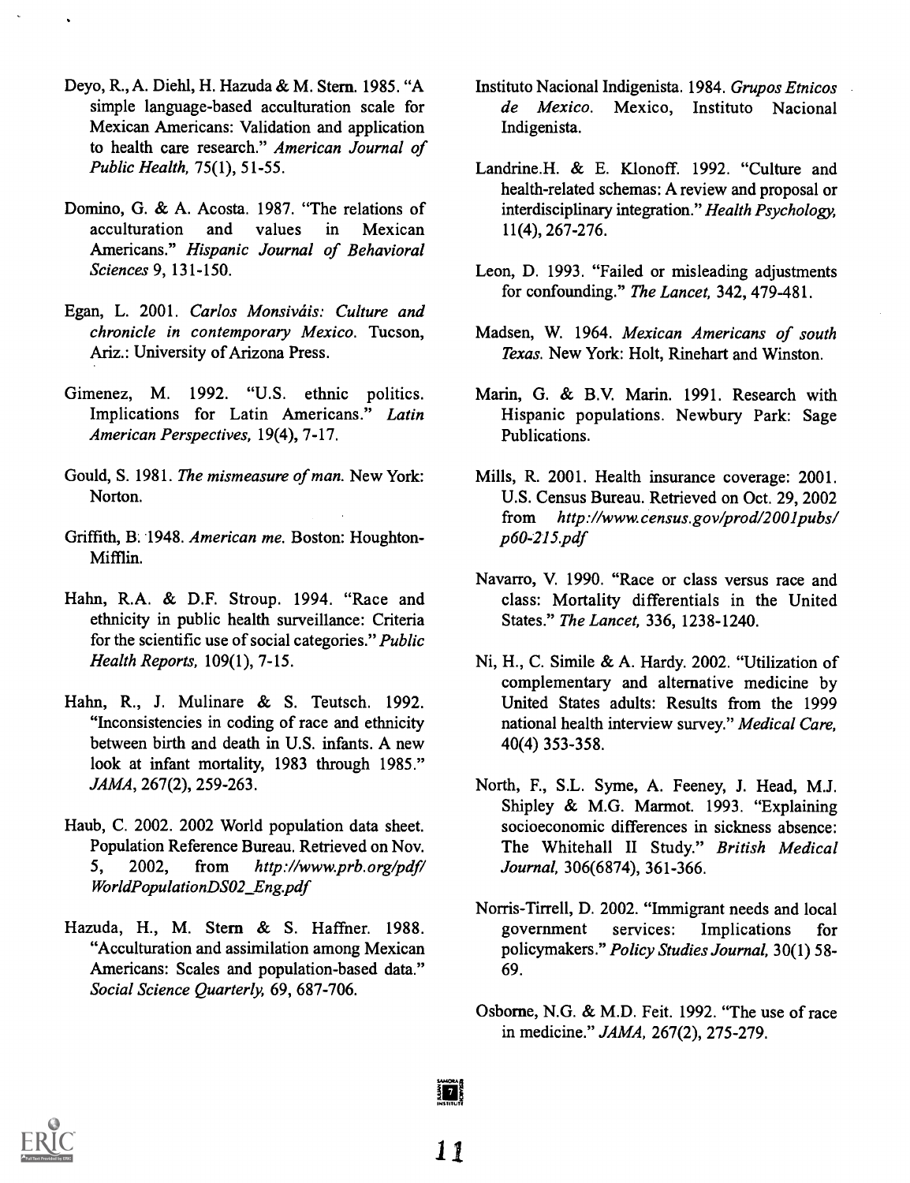Deyo, R., A. Diehl, H. Hazuda & M. Stern. 1985. "A simple language-based acculturation scale for Mexican Americans: Validation and application to health care research." *American Journal of Public Health*, 75(1), 51-55.

Domino, G. & A. Acosta. 1987. "The relations of acculturation and values in Mexican Americans." *Hispanic Journal of Behavioral Sciences* 9, 131-150.

Egan, L. 2001. *Carlos Monsiváis: Culture and chronicle in contemporary Mexico*. Tucson, Ariz.: University of Arizona Press.

Gimenez, M. 1992. "U.S. ethnic politics. Implications for Latin Americans." *Latin American Perspectives*, 19(4), 7-17.

Gould, S. 1981. *The mismeasure of man*. New York: Norton.

Griffith, B. 1948. *American me*. Boston: Houghton-Mifflin.

Hahn, R.A. & D.F. Stroup. 1994. "Race and ethnicity in public health surveillance: Criteria for the scientific use of social categories." *Public Health Reports*, 109(1), 7-15.

Hahn, R., J. Mulinare & S. Teutsch. 1992. "Inconsistencies in coding of race and ethnicity between birth and death in U.S. infants. A new look at infant mortality, 1983 through 1985." *JAMA*, 267(2), 259-263.

Haub, C. 2002. 2002 World population data sheet. Population Reference Bureau. Retrieved on Nov. 5, 2002, from *http://www.prb.org/pdf/WorldPopulationDS02_Eng.pdf*

Hazuda, H., M. Stern & S. Haffner. 1988. "Acculturation and assimilation among Mexican Americans: Scales and population-based data." *Social Science Quarterly*, 69, 687-706.

Instituto Nacional Indigenista. 1984. *Grupos Etnicos de Mexico*. Mexico, Instituto Nacional Indigenista.

Landrine.H. & E. Klonoff. 1992. "Culture and health-related schemas: A review and proposal or interdisciplinary integration." *Health Psychology*, 11(4), 267-276.

Leon, D. 1993. "Failed or misleading adjustments for confounding." *The Lancet*, 342, 479-481.

Madsen, W. 1964. *Mexican Americans of south Texas*. New York: Holt, Rinehart and Winston.

Marin, G. & B.V. Marin. 1991. Research with Hispanic populations. Newbury Park: Sage Publications.

Mills, R. 2001. Health insurance coverage: 2001. U.S. Census Bureau. Retrieved on Oct. 29, 2002 from *http://www.census.gov/prod/2001pubs/p60-215.pdf*

Navarro, V. 1990. "Race or class versus race and class: Mortality differentials in the United States." *The Lancet*, 336, 1238-1240.

Ni, H., C. Simile & A. Hardy. 2002. "Utilization of complementary and alternative medicine by United States adults: Results from the 1999 national health interview survey." *Medical Care*, 40(4) 353-358.

North, F., S.L. Syme, A. Feeney, J. Head, M.J. Shipley & M.G. Marmot. 1993. "Explaining socioeconomic differences in sickness absence: The Whitehall II Study." *British Medical Journal*, 306(6874), 361-366.

Norris-Tirrell, D. 2002. "Immigrant needs and local government services: Implications for policymakers." *Policy Studies Journal*, 30(1) 58-69.

Osborne, N.G. & M.D. Feit. 1992. "The use of race in medicine." *JAMA*, 267(2), 275-279.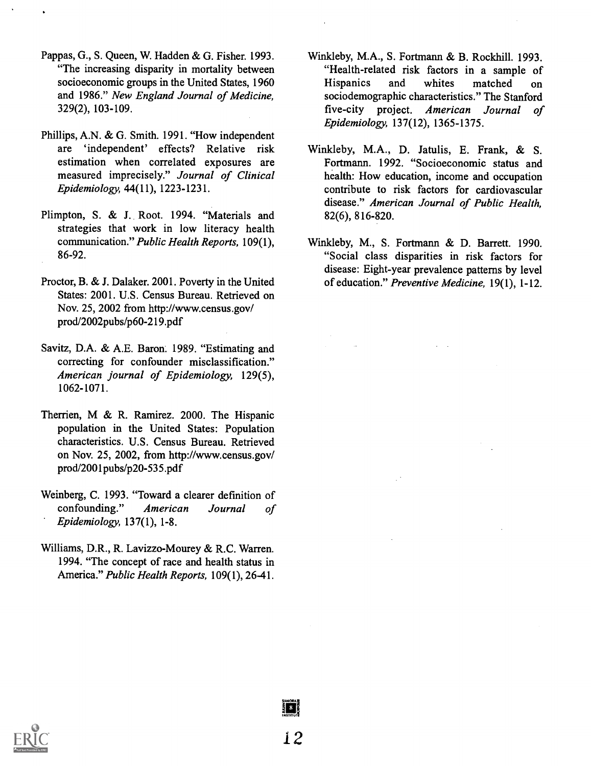Pappas, G., S. Queen, W. Hadden & G. Fisher. 1993. "The increasing disparity in mortality between socioeconomic groups in the United States, 1960 and 1986." *New England Journal of Medicine*, 329(2), 103-109.

Phillips, A.N. & G. Smith. 1991. "How independent are 'independent' effects? Relative risk estimation when correlated exposures are measured imprecisely." *Journal of Clinical Epidemiology*, 44(11), 1223-1231.

Plimpton, S. & J. Root. 1994. "Materials and strategies that work in low literacy health communication." *Public Health Reports*, 109(1), 86-92.

Proctor, B. & J. Dalaker. 2001. Poverty in the United States: 2001. U.S. Census Bureau. Retrieved on Nov. 25, 2002 from http://www.census.gov/prod/2002pubs/p60-219.pdf

Savitz, D.A. & A.E. Baron. 1989. "Estimating and correcting for confounder misclassification." *American journal of Epidemiology*, 129(5), 1062-1071.

Therrien, M & R. Ramirez. 2000. The Hispanic population in the United States: Population characteristics. U.S. Census Bureau. Retrieved on Nov. 25, 2002, from http://www.census.gov/prod/2001pubs/p20-535.pdf

Weinberg, C. 1993. "Toward a clearer definition of confounding." *American Journal of Epidemiology*, 137(1), 1-8.

Williams, D.R., R. Lavizzo-Mourey & R.C. Warren. 1994. "The concept of race and health status in America." *Public Health Reports*, 109(1), 26-41.

Winkleby, M.A., S. Fortmann & B. Rockhill. 1993. "Health-related risk factors in a sample of Hispanics and whites matched on sociodemographic characteristics." The Stanford five-city project. *American Journal of Epidemiology*, 137(12), 1365-1375.

Winkleby, M.A., D. Jatulis, E. Frank, & S. Fortmann. 1992. "Socioeconomic status and health: How education, income and occupation contribute to risk factors for cardiovascular disease." *American Journal of Public Health*, 82(6), 816-820.

Winkleby, M., S. Fortmann & D. Barrett. 1990. "Social class disparities in risk factors for disease: Eight-year prevalence patterns by level of education." *Preventive Medicine*, 19(1), 1-12.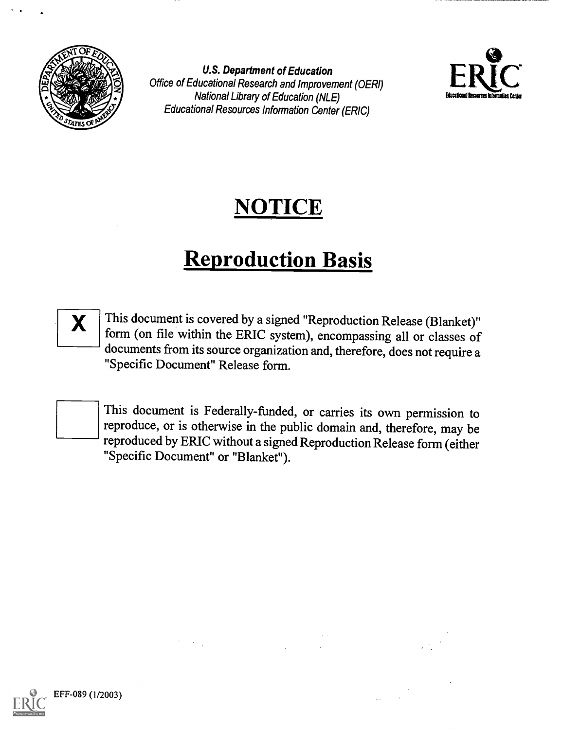**U.S. Department of Education**
*Office of Educational Research and Improvement (OERI)*
*National Library of Education (NLE)*
*Educational Resources Information Center (ERIC)*

# NOTICE

# Reproduction Basis

- [X] This document is covered by a signed "Reproduction Release (Blanket)" form (on file within the ERIC system), encompassing all or classes of documents from its source organization and, therefore, does not require a "Specific Document" Release form.

- [ ] This document is Federally-funded, or carries its own permission to reproduce, or is otherwise in the public domain and, therefore, may be reproduced by ERIC without a signed Reproduction Release form (either "Specific Document" or "Blanket").

EFF-089 (1/2003)